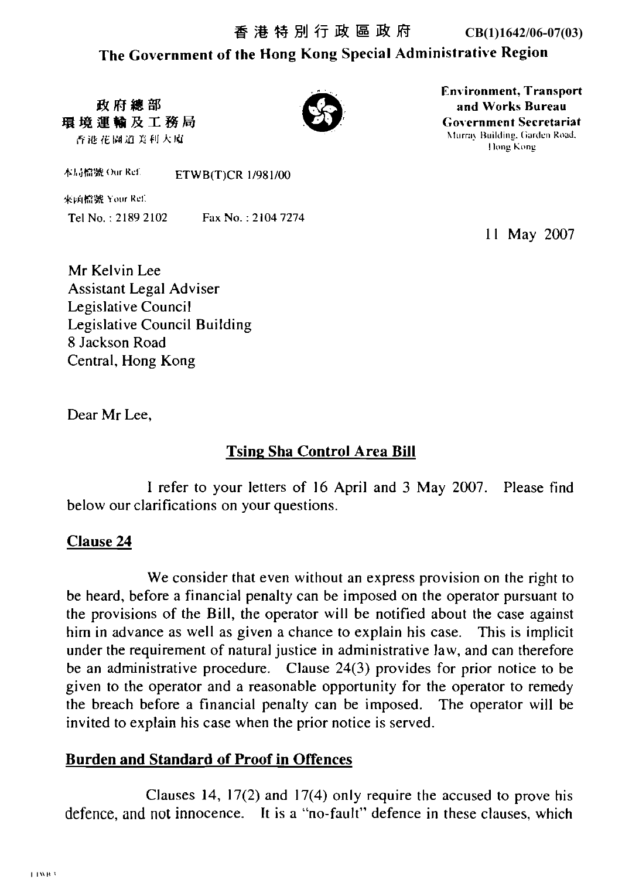香港特別行政區政府 CB(1)1642/06-07(03)

**The Government of the Hong Kong Special Administrative Region**

政府總部
環境運輸及工務局
香港花園道美利大廈

**Environment, Transport and Works Bureau**
**Government Secretariat**
Murray Building, Garden Road, Hong Kong

本局檔號 Our Ref: ETWB(T)CR 1/981/00

來函檔號 Your Ref:

Tel No.: 2189 2102 Fax No.: 2104 7274

11 May 2007

Mr Kelvin Lee
Assistant Legal Adviser
Legislative Council
Legislative Council Building
8 Jackson Road
Central, Hong Kong

Dear Mr Lee,

## Tsing Sha Control Area Bill

I refer to your letters of 16 April and 3 May 2007. Please find below our clarifications on your questions.

### Clause 24

We consider that even without an express provision on the right to be heard, before a financial penalty can be imposed on the operator pursuant to the provisions of the Bill, the operator will be notified about the case against him in advance as well as given a chance to explain his case. This is implicit under the requirement of natural justice in administrative law, and can therefore be an administrative procedure. Clause 24(3) provides for prior notice to be given to the operator and a reasonable opportunity for the operator to remedy the breach before a financial penalty can be imposed. The operator will be invited to explain his case when the prior notice is served.

### Burden and Standard of Proof in Offences

Clauses 14, 17(2) and 17(4) only require the accused to prove his defence, and not innocence. It is a "no-fault" defence in these clauses, which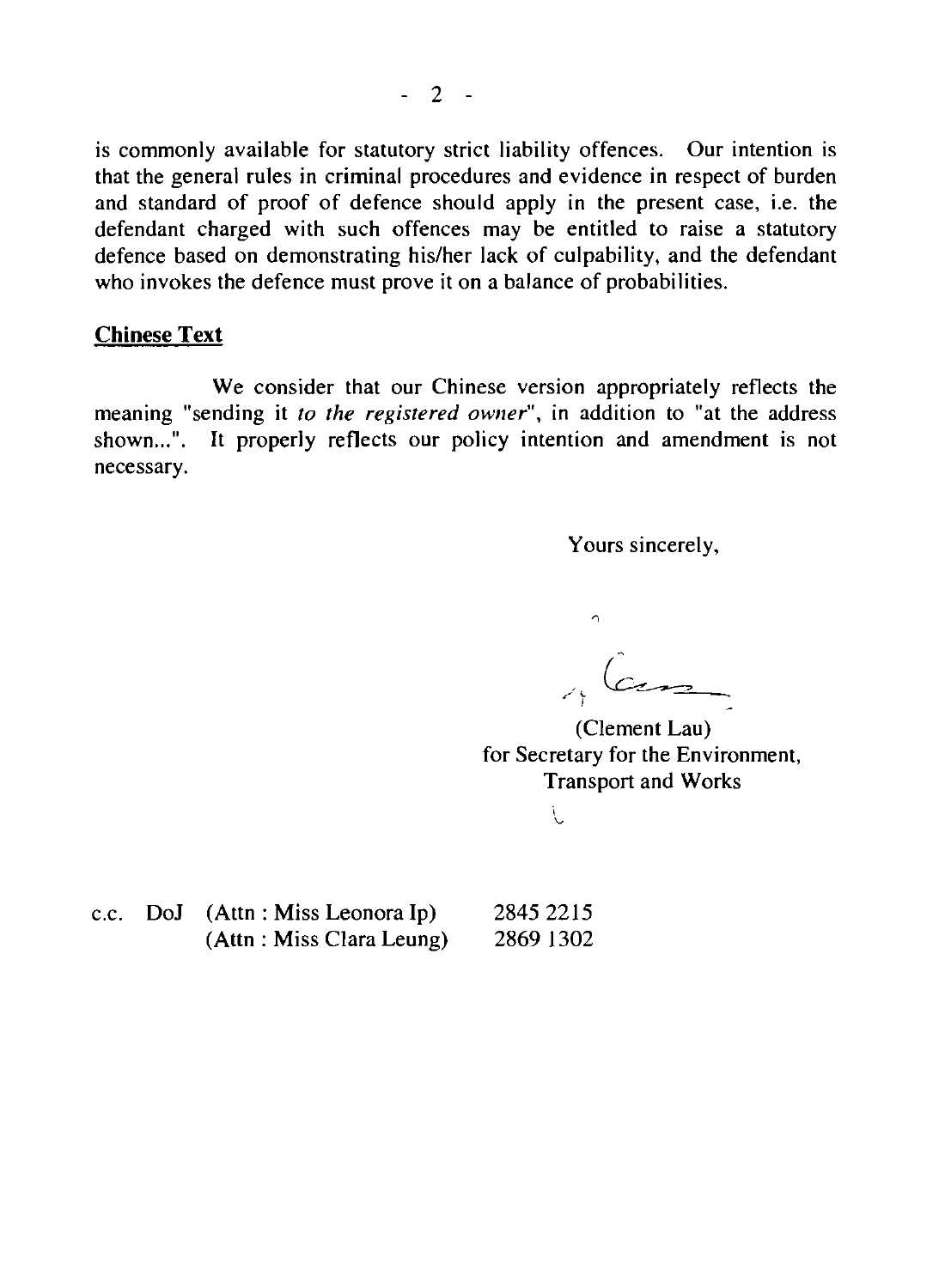is commonly available for statutory strict liability offences. Our intention is that the general rules in criminal procedures and evidence in respect of burden and standard of proof of defence should apply in the present case, i.e. the defendant charged with such offences may be entitled to raise a statutory defence based on demonstrating his/her lack of culpability, and the defendant who invokes the defence must prove it on a balance of probabilities.

**Chinese Text**

We consider that our Chinese version appropriately reflects the meaning "sending it *to the registered owner*", in addition to "at the address shown...". It properly reflects our policy intention and amendment is not necessary.

Yours sincerely,

(Clement Lau)
for Secretary for the Environment,
Transport and Works

| | | | |
|---|---|---|---|
| c.c. | DoJ | (Attn : Miss Leonora Ip) | 2845 2215 |
| | | (Attn : Miss Clara Leung) | 2869 1302 |